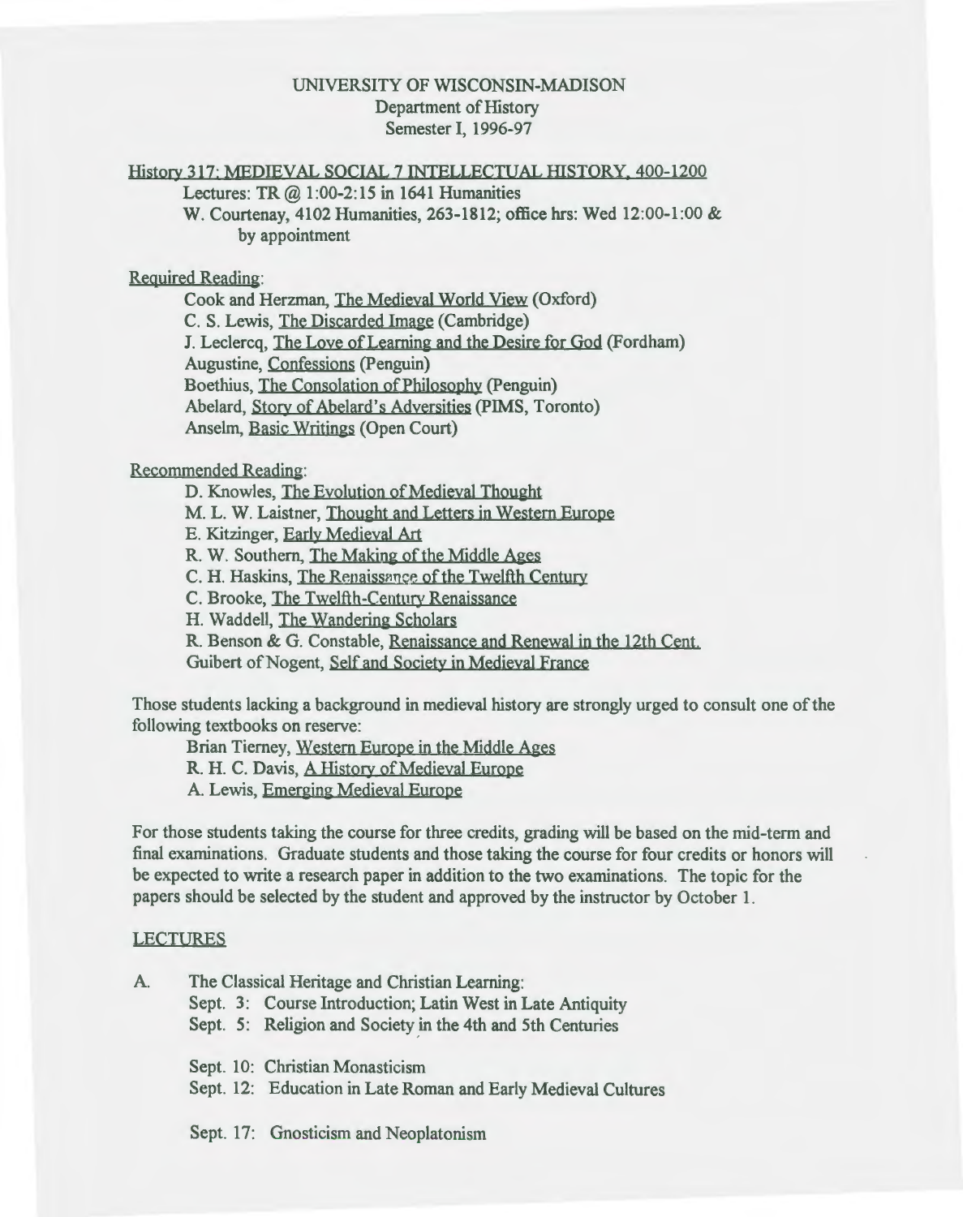UNIVERSITY OF WISCONSIN-MADISON
Department of History
Semester I, 1996-97

History 317: MEDIEVAL SOCIAL 7 INTELLECTUAL HISTORY, 400-1200

Lectures: TR @ 1:00-2:15 in 1641 Humanities

W. Courtenay, 4102 Humanities, 263-1812; office hrs: Wed 12:00-1:00 & by appointment

## Required Reading:

- Cook and Herzman, The Medieval World View (Oxford)
- C. S. Lewis, The Discarded Image (Cambridge)
- J. Leclercq, The Love of Learning and the Desire for God (Fordham)
- Augustine, Confessions (Penguin)
- Boethius, The Consolation of Philosophy (Penguin)
- Abelard, Story of Abelard's Adversities (PIMS, Toronto)
- Anselm, Basic Writings (Open Court)

## Recommended Reading:

- D. Knowles, The Evolution of Medieval Thought
- M. L. W. Laistner, Thought and Letters in Western Europe
- E. Kitzinger, Early Medieval Art
- R. W. Southern, The Making of the Middle Ages
- C. H. Haskins, The Renaissance of the Twelfth Century
- C. Brooke, The Twelfth-Century Renaissance
- H. Waddell, The Wandering Scholars
- R. Benson & G. Constable, Renaissance and Renewal in the 12th Cent.
- Guibert of Nogent, Self and Society in Medieval France

Those students lacking a background in medieval history are strongly urged to consult one of the following textbooks on reserve:

- Brian Tierney, Western Europe in the Middle Ages
- R. H. C. Davis, A History of Medieval Europe
- A. Lewis, Emerging Medieval Europe

For those students taking the course for three credits, grading will be based on the mid-term and final examinations. Graduate students and those taking the course for four credits or honors will be expected to write a research paper in addition to the two examinations. The topic for the papers should be selected by the student and approved by the instructor by October 1.

## LECTURES

A. The Classical Heritage and Christian Learning:

- Sept. 3: Course Introduction; Latin West in Late Antiquity
- Sept. 5: Religion and Society in the 4th and 5th Centuries

- Sept. 10: Christian Monasticism
- Sept. 12: Education in Late Roman and Early Medieval Cultures

- Sept. 17: Gnosticism and Neoplatonism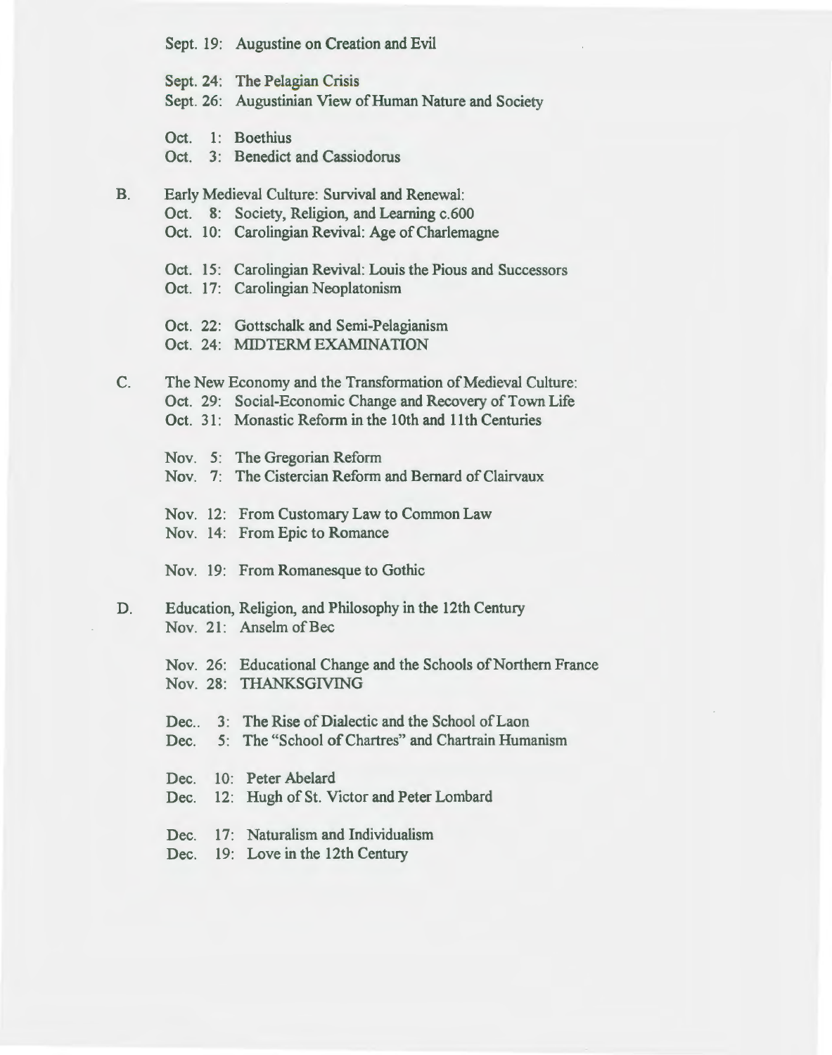Sept. 19: Augustine on Creation and Evil

Sept. 24: The Pelagian Crisis
Sept. 26: Augustinian View of Human Nature and Society

Oct. 1: Boethius
Oct. 3: Benedict and Cassiodorus

B. Early Medieval Culture: Survival and Renewal:
Oct. 8: Society, Religion, and Learning c.600
Oct. 10: Carolingian Revival: Age of Charlemagne

Oct. 15: Carolingian Revival: Louis the Pious and Successors
Oct. 17: Carolingian Neoplatonism

Oct. 22: Gottschalk and Semi-Pelagianism
Oct. 24: MIDTERM EXAMINATION

C. The New Economy and the Transformation of Medieval Culture:
Oct. 29: Social-Economic Change and Recovery of Town Life
Oct. 31: Monastic Reform in the 10th and 11th Centuries

Nov. 5: The Gregorian Reform
Nov. 7: The Cistercian Reform and Bernard of Clairvaux

Nov. 12: From Customary Law to Common Law
Nov. 14: From Epic to Romance

Nov. 19: From Romanesque to Gothic

D. Education, Religion, and Philosophy in the 12th Century
Nov. 21: Anselm of Bec

Nov. 26: Educational Change and the Schools of Northern France
Nov. 28: THANKSGIVING

Dec.. 3: The Rise of Dialectic and the School of Laon
Dec. 5: The "School of Chartres" and Chartrain Humanism

Dec. 10: Peter Abelard
Dec. 12: Hugh of St. Victor and Peter Lombard

Dec. 17: Naturalism and Individualism
Dec. 19: Love in the 12th Century